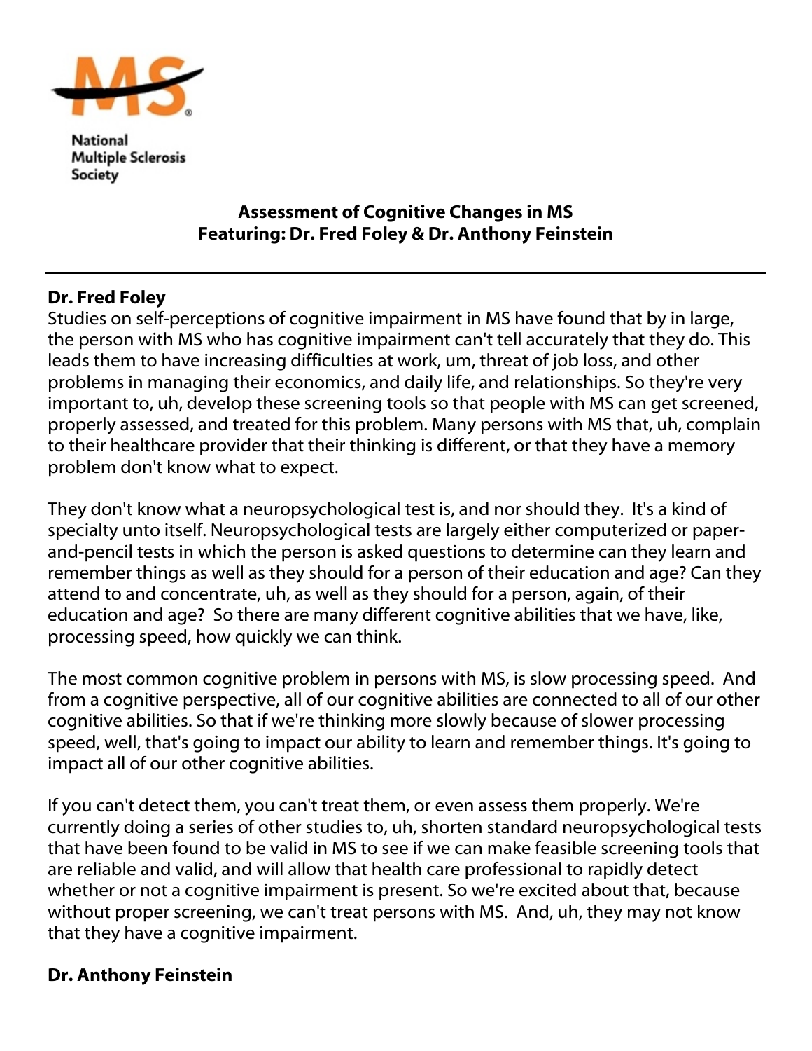National Multiple Sclerosis Society

# Assessment of Cognitive Changes in MS
## Featuring: Dr. Fred Foley & Dr. Anthony Feinstein

---

**Dr. Fred Foley**

Studies on self-perceptions of cognitive impairment in MS have found that by in large, the person with MS who has cognitive impairment can't tell accurately that they do. This leads them to have increasing difficulties at work, um, threat of job loss, and other problems in managing their economics, and daily life, and relationships. So they're very important to, uh, develop these screening tools so that people with MS can get screened, properly assessed, and treated for this problem. Many persons with MS that, uh, complain to their healthcare provider that their thinking is different, or that they have a memory problem don't know what to expect.

They don't know what a neuropsychological test is, and nor should they. It's a kind of specialty unto itself. Neuropsychological tests are largely either computerized or paper-and-pencil tests in which the person is asked questions to determine can they learn and remember things as well as they should for a person of their education and age? Can they attend to and concentrate, uh, as well as they should for a person, again, of their education and age? So there are many different cognitive abilities that we have, like, processing speed, how quickly we can think.

The most common cognitive problem in persons with MS, is slow processing speed. And from a cognitive perspective, all of our cognitive abilities are connected to all of our other cognitive abilities. So that if we're thinking more slowly because of slower processing speed, well, that's going to impact our ability to learn and remember things. It's going to impact all of our other cognitive abilities.

If you can't detect them, you can't treat them, or even assess them properly. We're currently doing a series of other studies to, uh, shorten standard neuropsychological tests that have been found to be valid in MS to see if we can make feasible screening tools that are reliable and valid, and will allow that health care professional to rapidly detect whether or not a cognitive impairment is present. So we're excited about that, because without proper screening, we can't treat persons with MS. And, uh, they may not know that they have a cognitive impairment.

**Dr. Anthony Feinstein**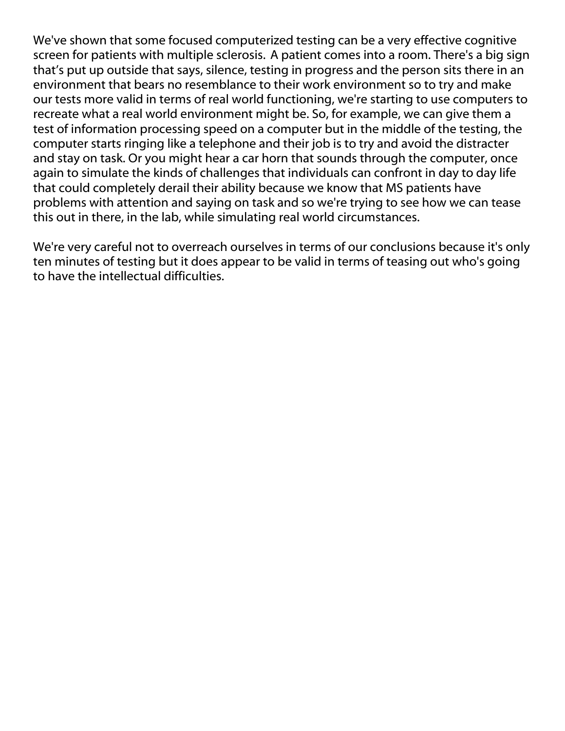We've shown that some focused computerized testing can be a very effective cognitive screen for patients with multiple sclerosis.  A patient comes into a room. There's a big sign that's put up outside that says, silence, testing in progress and the person sits there in an environment that bears no resemblance to their work environment so to try and make our tests more valid in terms of real world functioning, we're starting to use computers to recreate what a real world environment might be. So, for example, we can give them a test of information processing speed on a computer but in the middle of the testing, the computer starts ringing like a telephone and their job is to try and avoid the distracter and stay on task. Or you might hear a car horn that sounds through the computer, once again to simulate the kinds of challenges that individuals can confront in day to day life that could completely derail their ability because we know that MS patients have problems with attention and saying on task and so we're trying to see how we can tease this out in there, in the lab, while simulating real world circumstances.

We're very careful not to overreach ourselves in terms of our conclusions because it's only ten minutes of testing but it does appear to be valid in terms of teasing out who's going to have the intellectual difficulties.